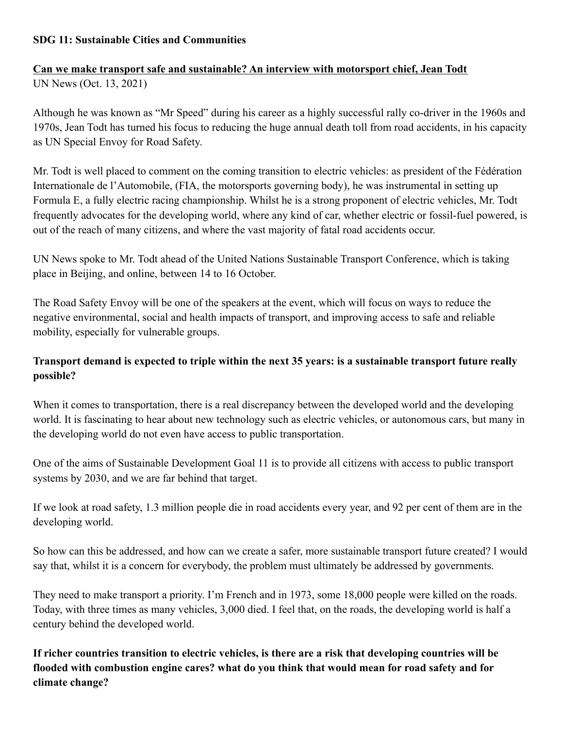**SDG 11: Sustainable Cities and Communities**

**Can we make transport safe and sustainable? An interview with motorsport chief, Jean Todt**
UN News (Oct. 13, 2021)

Although he was known as "Mr Speed" during his career as a highly successful rally co-driver in the 1960s and 1970s, Jean Todt has turned his focus to reducing the huge annual death toll from road accidents, in his capacity as UN Special Envoy for Road Safety.

Mr. Todt is well placed to comment on the coming transition to electric vehicles: as president of the Fédération Internationale de l'Automobile, (FIA, the motorsports governing body), he was instrumental in setting up Formula E, a fully electric racing championship. Whilst he is a strong proponent of electric vehicles, Mr. Todt frequently advocates for the developing world, where any kind of car, whether electric or fossil-fuel powered, is out of the reach of many citizens, and where the vast majority of fatal road accidents occur.

UN News spoke to Mr. Todt ahead of the United Nations Sustainable Transport Conference, which is taking place in Beijing, and online, between 14 to 16 October.

The Road Safety Envoy will be one of the speakers at the event, which will focus on ways to reduce the negative environmental, social and health impacts of transport, and improving access to safe and reliable mobility, especially for vulnerable groups.

**Transport demand is expected to triple within the next 35 years: is a sustainable transport future really possible?**

When it comes to transportation, there is a real discrepancy between the developed world and the developing world. It is fascinating to hear about new technology such as electric vehicles, or autonomous cars, but many in the developing world do not even have access to public transportation.

One of the aims of Sustainable Development Goal 11 is to provide all citizens with access to public transport systems by 2030, and we are far behind that target.

If we look at road safety, 1.3 million people die in road accidents every year, and 92 per cent of them are in the developing world.

So how can this be addressed, and how can we create a safer, more sustainable transport future created? I would say that, whilst it is a concern for everybody, the problem must ultimately be addressed by governments.

They need to make transport a priority. I'm French and in 1973, some 18,000 people were killed on the roads. Today, with three times as many vehicles, 3,000 died. I feel that, on the roads, the developing world is half a century behind the developed world.

**If richer countries transition to electric vehicles, is there are a risk that developing countries will be flooded with combustion engine cares? what do you think that would mean for road safety and for climate change?**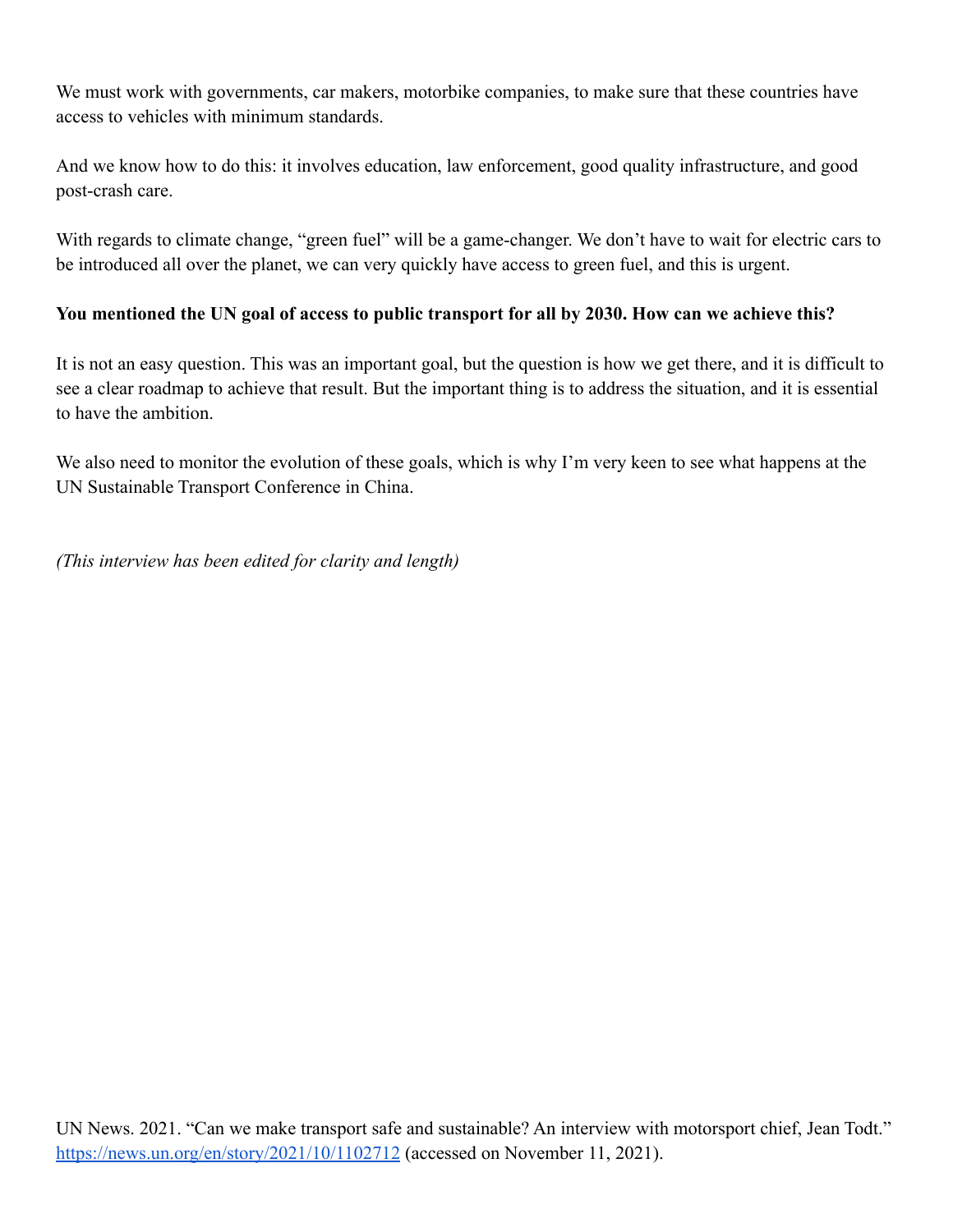We must work with governments, car makers, motorbike companies, to make sure that these countries have access to vehicles with minimum standards.

And we know how to do this: it involves education, law enforcement, good quality infrastructure, and good post-crash care.

With regards to climate change, "green fuel" will be a game-changer. We don't have to wait for electric cars to be introduced all over the planet, we can very quickly have access to green fuel, and this is urgent.

**You mentioned the UN goal of access to public transport for all by 2030. How can we achieve this?**

It is not an easy question. This was an important goal, but the question is how we get there, and it is difficult to see a clear roadmap to achieve that result. But the important thing is to address the situation, and it is essential to have the ambition.

We also need to monitor the evolution of these goals, which is why I'm very keen to see what happens at the UN Sustainable Transport Conference in China.

*(This interview has been edited for clarity and length)*

UN News. 2021. "Can we make transport safe and sustainable? An interview with motorsport chief, Jean Todt." [https://news.un.org/en/story/2021/10/1102712](https://news.un.org/en/story/2021/10/1102712) (accessed on November 11, 2021).